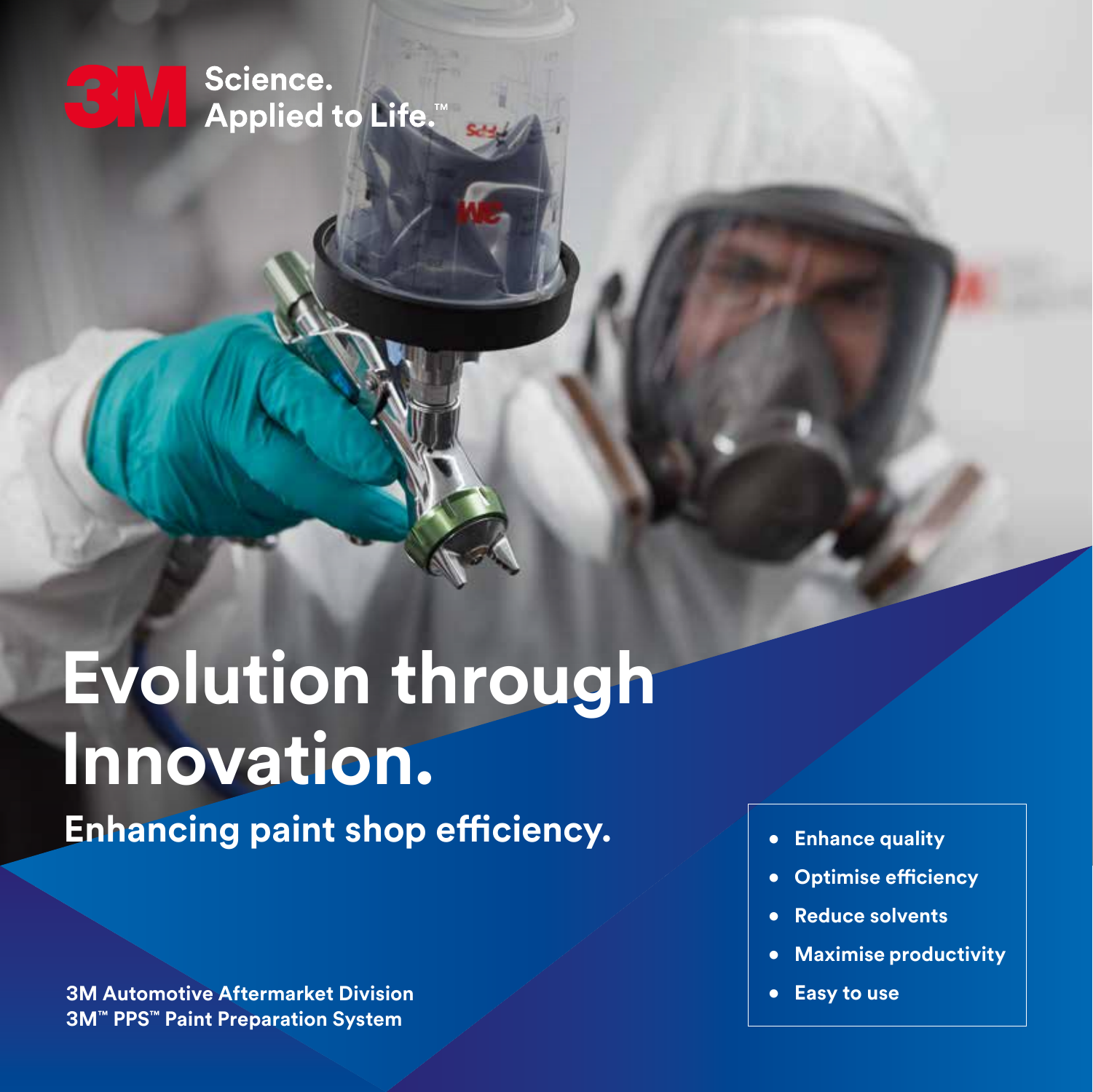3M Science. Applied to Life.™

# Evolution through Innovation.

## Enhancing paint shop efficiency.

- Enhance quality
- Optimise efficiency
- Reduce solvents
- Maximise productivity
- Easy to use

**3M Automotive Aftermarket Division**
**3M™ PPS™ Paint Preparation System**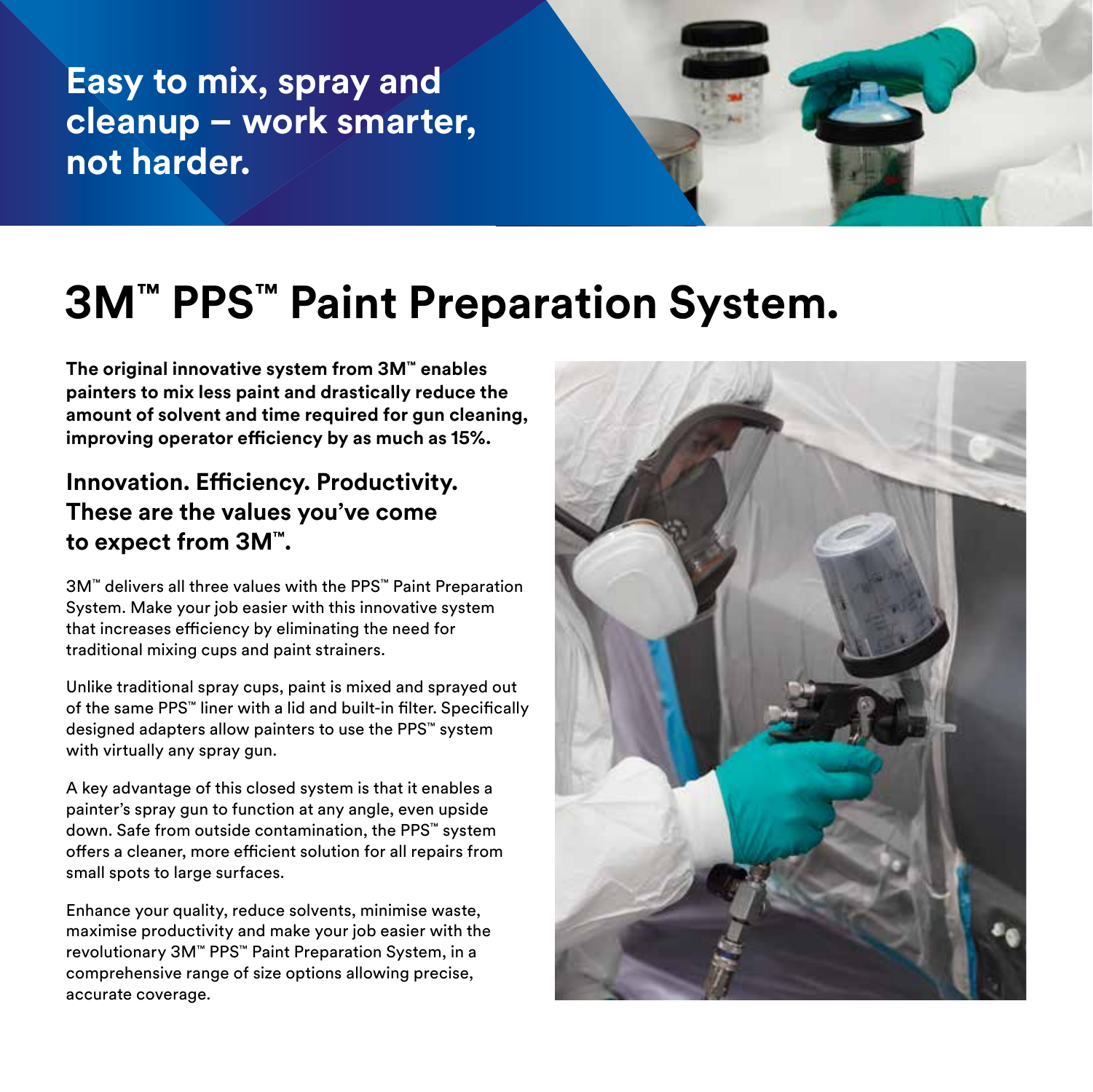## Easy to mix, spray and cleanup – work smarter, not harder.

# 3M™ PPS™ Paint Preparation System.

**The original innovative system from 3M™ enables painters to mix less paint and drastically reduce the amount of solvent and time required for gun cleaning, improving operator efficiency by as much as 15%.**

### Innovation. Efficiency. Productivity. These are the values you've come to expect from 3M™.

3M™ delivers all three values with the PPS™ Paint Preparation System. Make your job easier with this innovative system that increases efficiency by eliminating the need for traditional mixing cups and paint strainers.

Unlike traditional spray cups, paint is mixed and sprayed out of the same PPS™ liner with a lid and built-in filter. Specifically designed adapters allow painters to use the PPS™ system with virtually any spray gun.

A key advantage of this closed system is that it enables a painter's spray gun to function at any angle, even upside down. Safe from outside contamination, the PPS™ system offers a cleaner, more efficient solution for all repairs from small spots to large surfaces.

Enhance your quality, reduce solvents, minimise waste, maximise productivity and make your job easier with the revolutionary 3M™ PPS™ Paint Preparation System, in a comprehensive range of size options allowing precise, accurate coverage.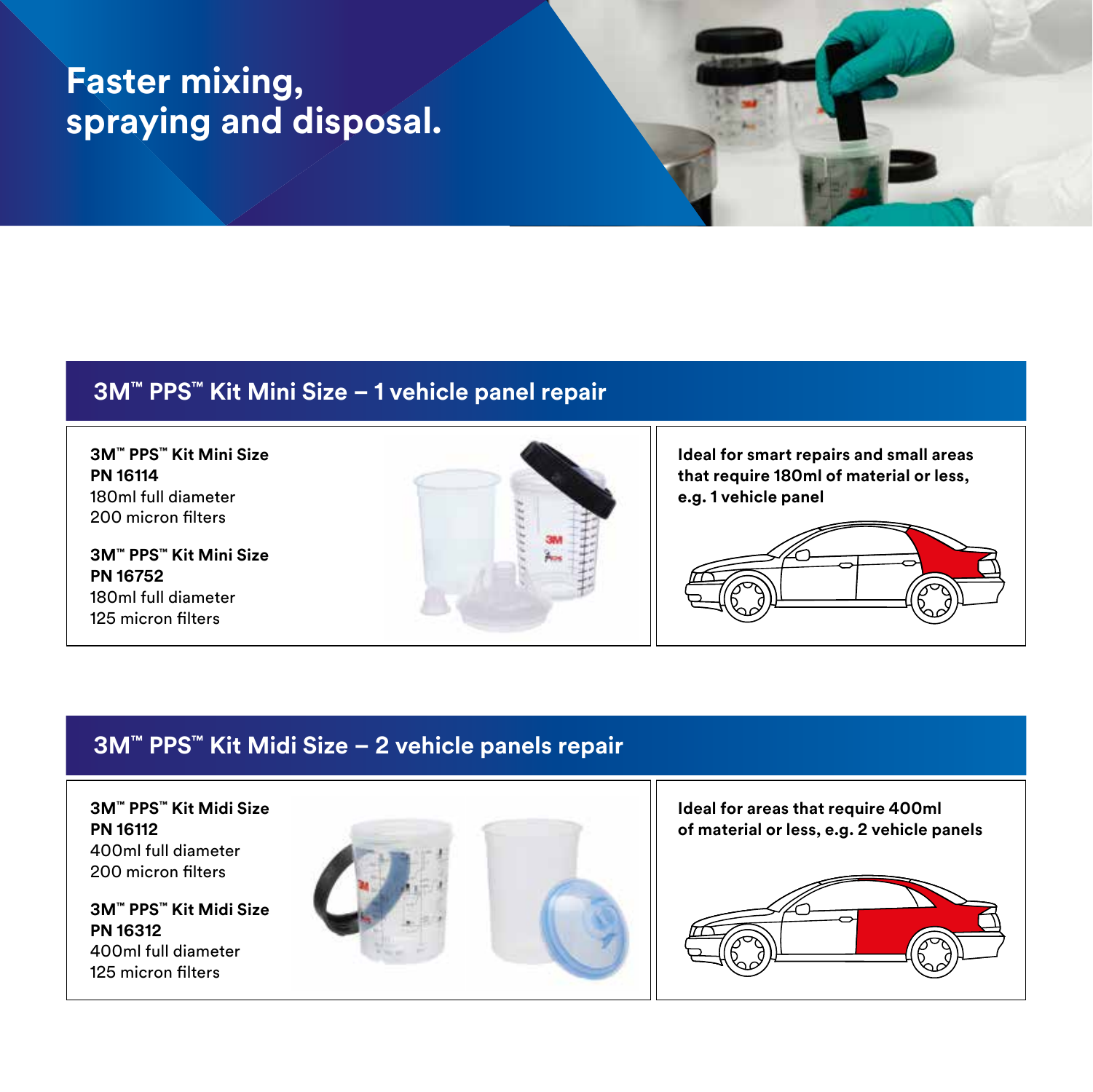# Faster mixing, spraying and disposal.

## 3M™ PPS™ Kit Mini Size – 1 vehicle panel repair

**3M™ PPS™ Kit Mini Size**
**PN 16114**
180ml full diameter
200 micron filters

**3M™ PPS™ Kit Mini Size**
**PN 16752**
180ml full diameter
125 micron filters

**Ideal for smart repairs and small areas that require 180ml of material or less, e.g. 1 vehicle panel**

## 3M™ PPS™ Kit Midi Size – 2 vehicle panels repair

**3M™ PPS™ Kit Midi Size**
**PN 16112**
400ml full diameter
200 micron filters

**3M™ PPS™ Kit Midi Size**
**PN 16312**
400ml full diameter
125 micron filters

**Ideal for areas that require 400ml of material or less, e.g. 2 vehicle panels**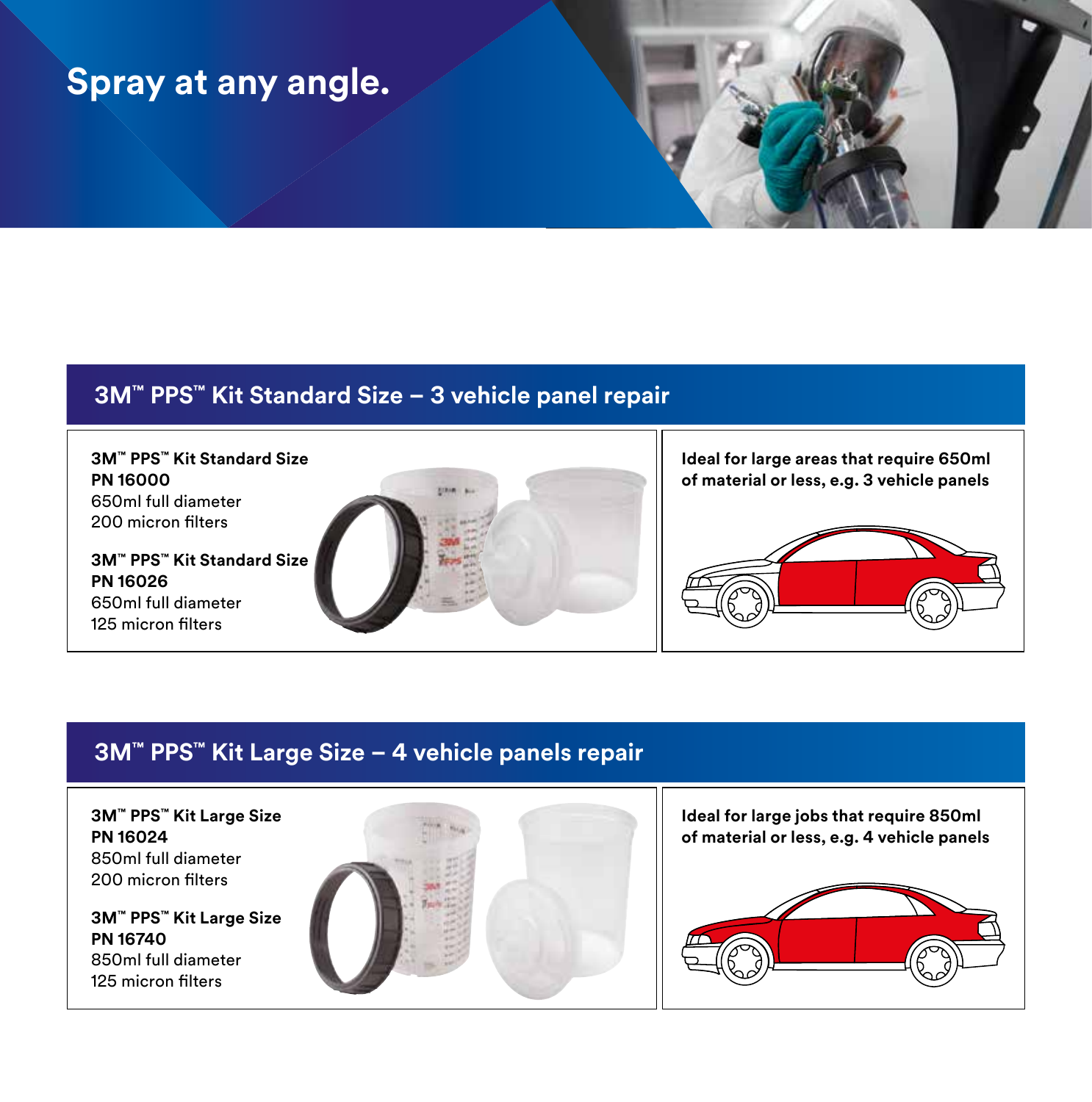# Spray at any angle.

## 3M™ PPS™ Kit Standard Size – 3 vehicle panel repair

**3M™ PPS™ Kit Standard Size**
**PN 16000**
650ml full diameter
200 micron filters

**3M™ PPS™ Kit Standard Size**
**PN 16026**
650ml full diameter
125 micron filters

**Ideal for large areas that require 650ml of material or less, e.g. 3 vehicle panels**

## 3M™ PPS™ Kit Large Size – 4 vehicle panels repair

**3M™ PPS™ Kit Large Size**
**PN 16024**
850ml full diameter
200 micron filters

**3M™ PPS™ Kit Large Size**
**PN 16740**
850ml full diameter
125 micron filters

**Ideal for large jobs that require 850ml of material or less, e.g. 4 vehicle panels**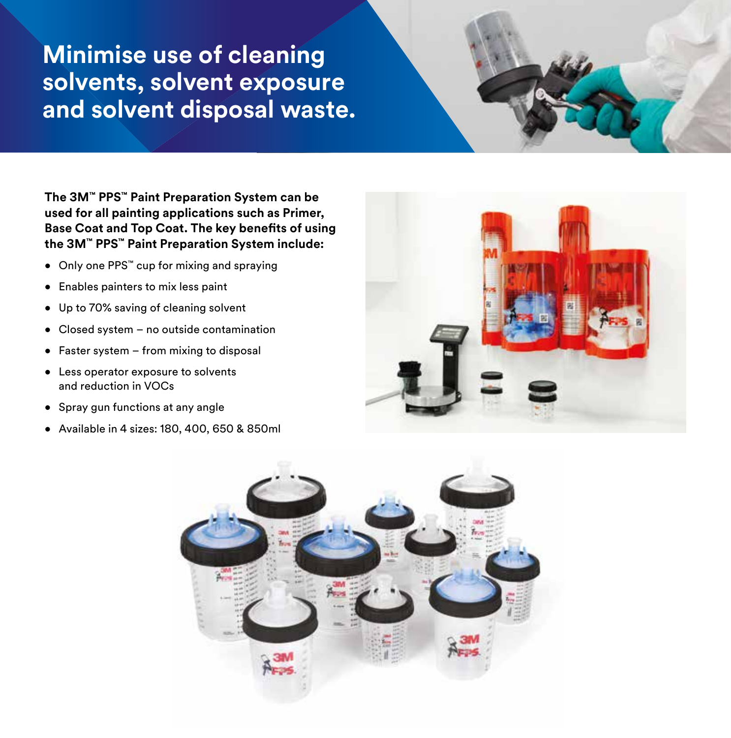# Minimise use of cleaning solvents, solvent exposure and solvent disposal waste.

**The 3M™ PPS™ Paint Preparation System can be used for all painting applications such as Primer, Base Coat and Top Coat. The key benefits of using the 3M™ PPS™ Paint Preparation System include:**

- Only one PPS™ cup for mixing and spraying
- Enables painters to mix less paint
- Up to 70% saving of cleaning solvent
- Closed system – no outside contamination
- Faster system – from mixing to disposal
- Less operator exposure to solvents and reduction in VOCs
- Spray gun functions at any angle
- Available in 4 sizes: 180, 400, 650 & 850ml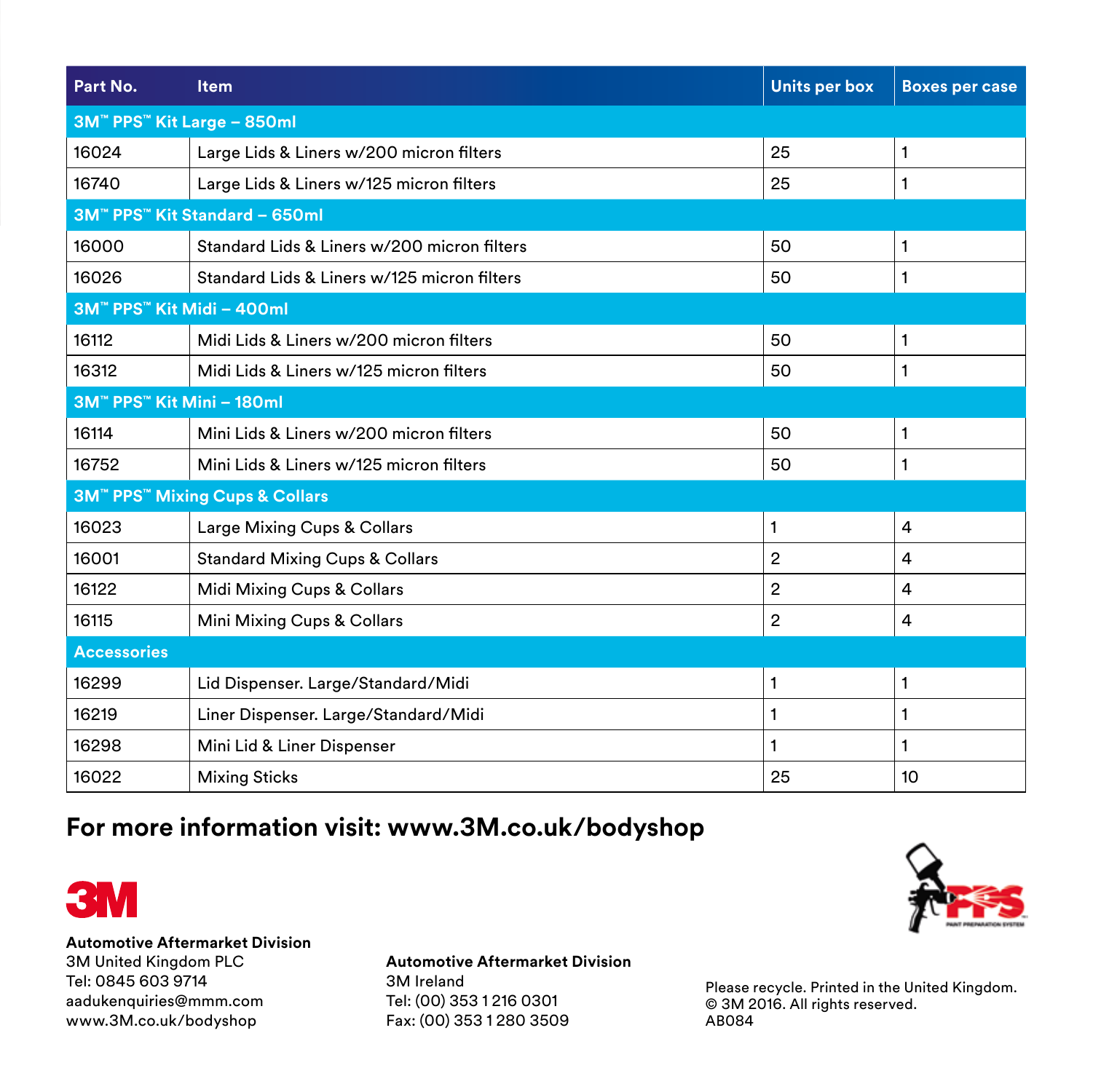| Part No. | Item | Units per box | Boxes per case |
|---|---|---|---|
| **3M™ PPS™ Kit Large – 850ml** | | | |
| 16024 | Large Lids & Liners w/200 micron filters | 25 | 1 |
| 16740 | Large Lids & Liners w/125 micron filters | 25 | 1 |
| **3M™ PPS™ Kit Standard – 650ml** | | | |
| 16000 | Standard Lids & Liners w/200 micron filters | 50 | 1 |
| 16026 | Standard Lids & Liners w/125 micron filters | 50 | 1 |
| **3M™ PPS™ Kit Midi – 400ml** | | | |
| 16112 | Midi Lids & Liners w/200 micron filters | 50 | 1 |
| 16312 | Midi Lids & Liners w/125 micron filters | 50 | 1 |
| **3M™ PPS™ Kit Mini – 180ml** | | | |
| 16114 | Mini Lids & Liners w/200 micron filters | 50 | 1 |
| 16752 | Mini Lids & Liners w/125 micron filters | 50 | 1 |
| **3M™ PPS™ Mixing Cups & Collars** | | | |
| 16023 | Large Mixing Cups & Collars | 1 | 4 |
| 16001 | Standard Mixing Cups & Collars | 2 | 4 |
| 16122 | Midi Mixing Cups & Collars | 2 | 4 |
| 16115 | Mini Mixing Cups & Collars | 2 | 4 |
| **Accessories** | | | |
| 16299 | Lid Dispenser. Large/Standard/Midi | 1 | 1 |
| 16219 | Liner Dispenser. Large/Standard/Midi | 1 | 1 |
| 16298 | Mini Lid & Liner Dispenser | 1 | 1 |
| 16022 | Mixing Sticks | 25 | 10 |

## For more information visit: www.3M.co.uk/bodyshop

3M

**Automotive Aftermarket Division**
3M United Kingdom PLC
Tel: 0845 603 9714
aadukenquiries@mmm.com
www.3M.co.uk/bodyshop

**Automotive Aftermarket Division**
3M Ireland
Tel: (00) 353 1 216 0301
Fax: (00) 353 1 280 3509

PPS
PAINT PREPARATION SYSTEM

Please recycle. Printed in the United Kingdom.
© 3M 2016. All rights reserved.
AB084